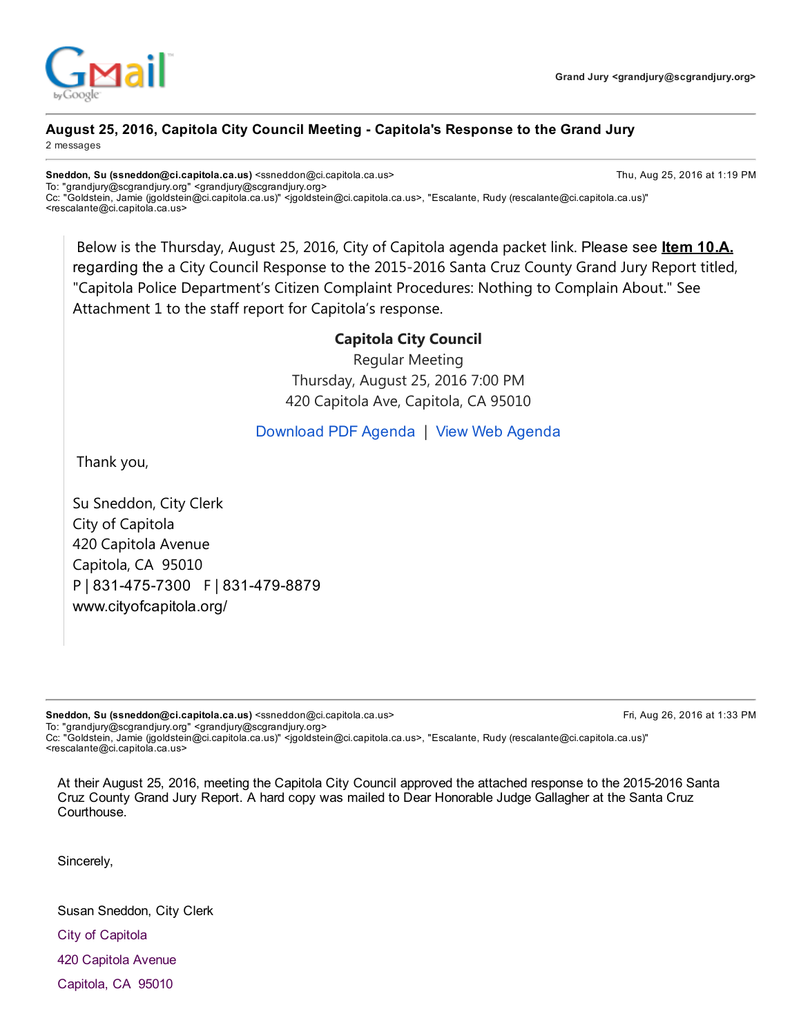Gmail by Google

Grand Jury <grandjury@scgrandjury.org>

## August 25, 2016, Capitola City Council Meeting - Capitola's Response to the Grand Jury

2 messages

---

**Sneddon, Su (ssneddon@ci.capitola.ca.us)** <ssneddon@ci.capitola.ca.us> — Thu, Aug 25, 2016 at 1:19 PM
To: "grandjury@scgrandjury.org" <grandjury@scgrandjury.org>
Cc: "Goldstein, Jamie (jgoldstein@ci.capitola.ca.us)" <jgoldstein@ci.capitola.ca.us>, "Escalante, Rudy (rescalante@ci.capitola.ca.us)" <rescalante@ci.capitola.ca.us>

> Below is the Thursday, August 25, 2016, City of Capitola agenda packet link. Please see **Item 10.A.** regarding the a City Council Response to the 2015-2016 Santa Cruz County Grand Jury Report titled, "Capitola Police Department's Citizen Complaint Procedures: Nothing to Complain About." See Attachment 1 to the staff report for Capitola's response.
>
> **Capitola City Council**
> Regular Meeting
> Thursday, August 25, 2016 7:00 PM
> 420 Capitola Ave, Capitola, CA 95010
>
> Download PDF Agenda | View Web Agenda
>
> Thank you,
>
> Su Sneddon, City Clerk
> City of Capitola
> 420 Capitola Avenue
> Capitola, CA 95010
> P | 831-475-7300 F | 831-479-8879
> www.cityofcapitola.org/

---

**Sneddon, Su (ssneddon@ci.capitola.ca.us)** <ssneddon@ci.capitola.ca.us> — Fri, Aug 26, 2016 at 1:33 PM
To: "grandjury@scgrandjury.org" <grandjury@scgrandjury.org>
Cc: "Goldstein, Jamie (jgoldstein@ci.capitola.ca.us)" <jgoldstein@ci.capitola.ca.us>, "Escalante, Rudy (rescalante@ci.capitola.ca.us)" <rescalante@ci.capitola.ca.us>

At their August 25, 2016, meeting the Capitola City Council approved the attached response to the 2015-2016 Santa Cruz County Grand Jury Report. A hard copy was mailed to Dear Honorable Judge Gallagher at the Santa Cruz Courthouse.

Sincerely,

Susan Sneddon, City Clerk
City of Capitola
420 Capitola Avenue
Capitola, CA 95010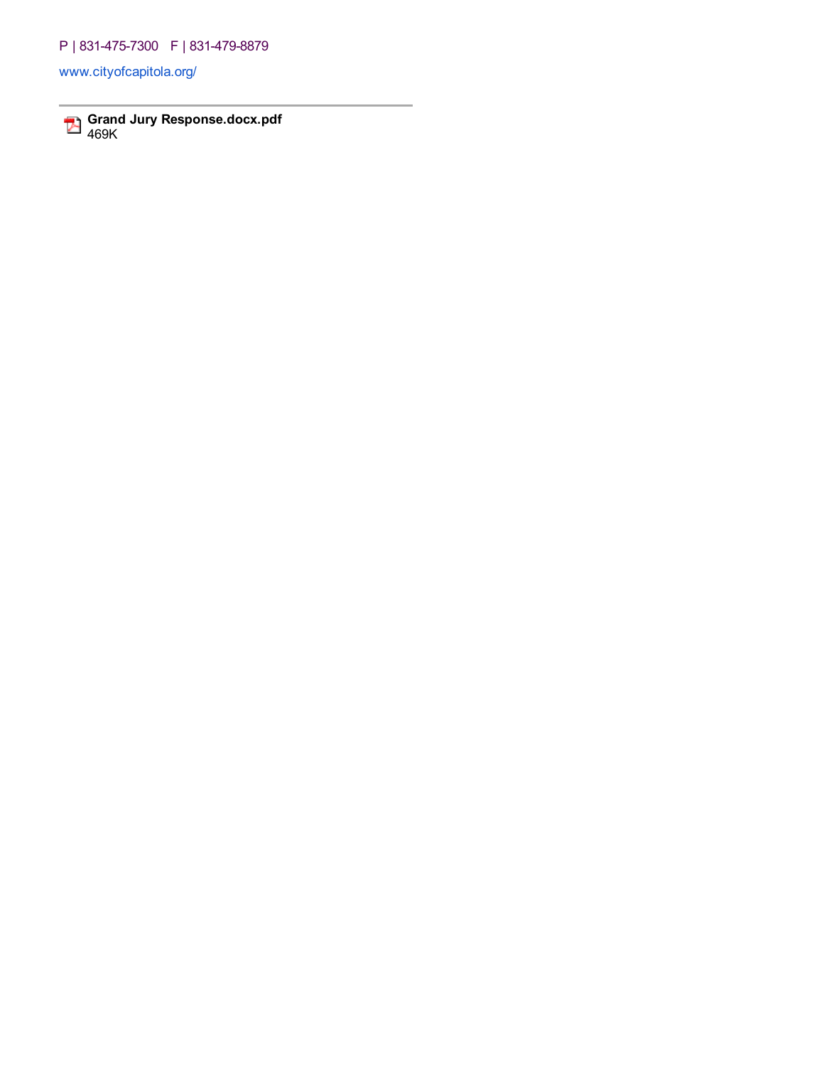P | 831-475-7300   F | 831-479-8879

www.cityofcapitola.org/

---

**Grand Jury Response.docx.pdf**
469K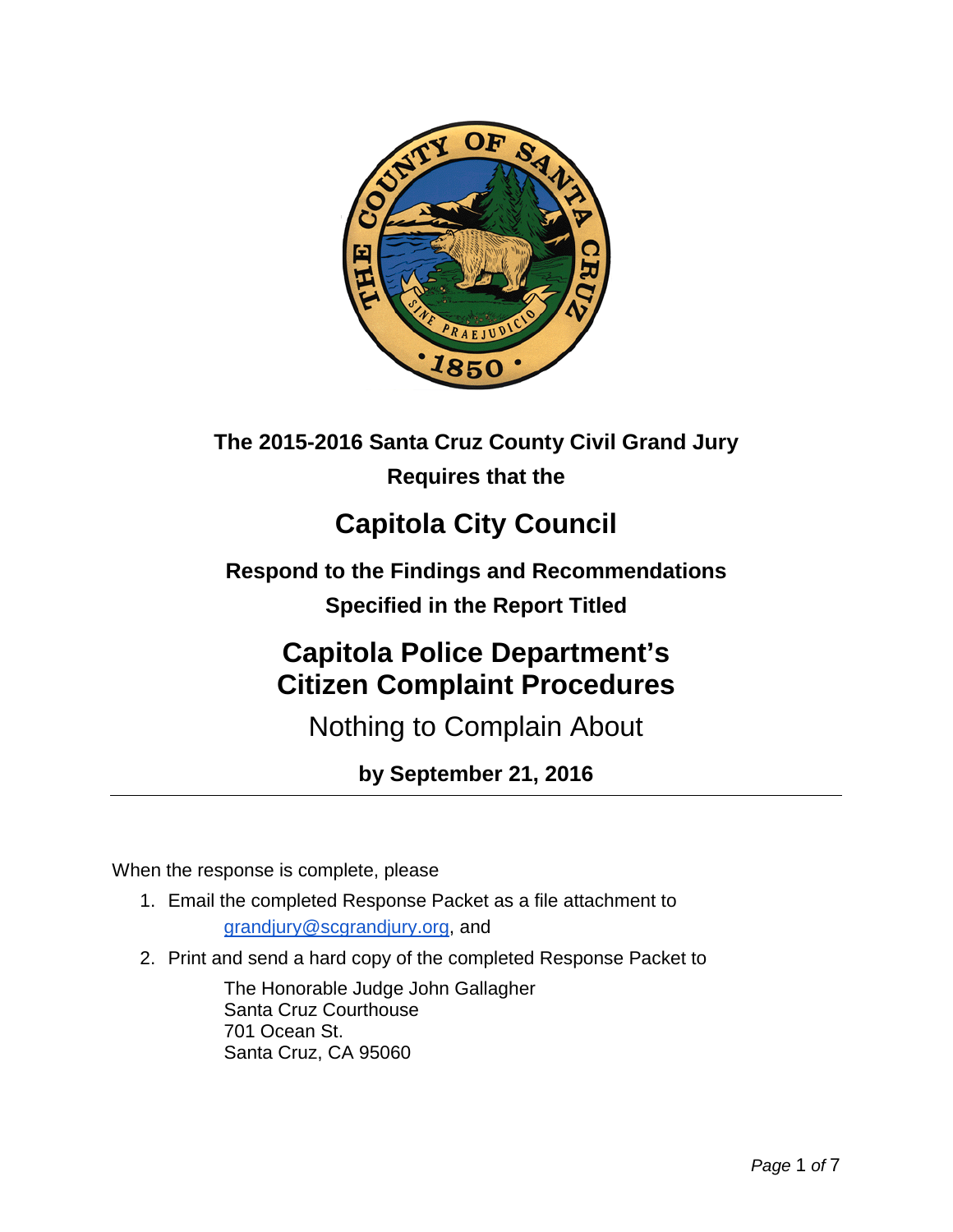**The 2015-2016 Santa Cruz County Civil Grand Jury**

**Requires that the**

# Capitola City Council

**Respond to the Findings and Recommendations**

**Specified in the Report Titled**

# Capitola Police Department's Citizen Complaint Procedures

## Nothing to Complain About

**by September 21, 2016**

---

When the response is complete, please

1. Email the completed Response Packet as a file attachment to grandjury@scgrandjury.org, and
2. Print and send a hard copy of the completed Response Packet to

   The Honorable Judge John Gallagher
   Santa Cruz Courthouse
   701 Ocean St.
   Santa Cruz, CA 95060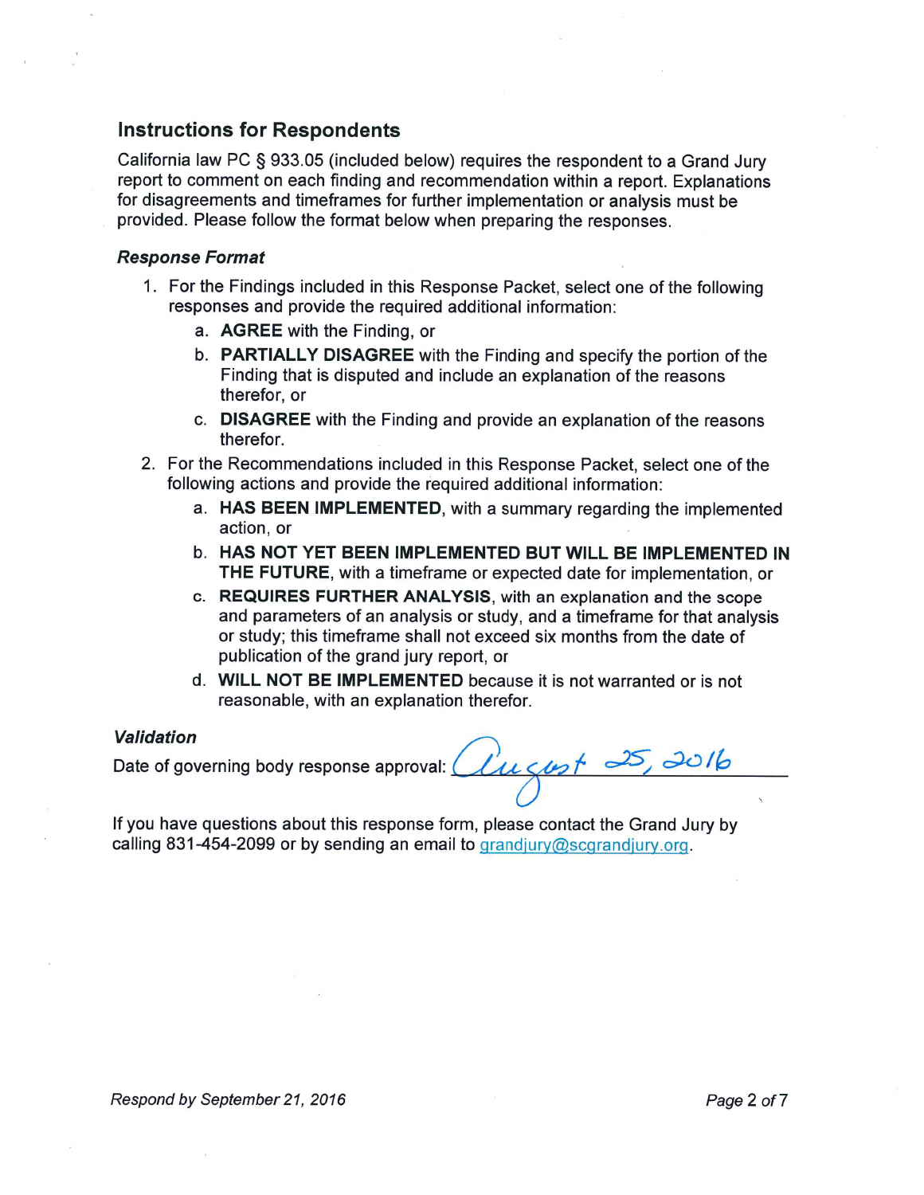## Instructions for Respondents

California law PC § 933.05 (included below) requires the respondent to a Grand Jury report to comment on each finding and recommendation within a report. Explanations for disagreements and timeframes for further implementation or analysis must be provided. Please follow the format below when preparing the responses.

### *Response Format*

1. For the Findings included in this Response Packet, select one of the following responses and provide the required additional information:
   a. **AGREE** with the Finding, or
   b. **PARTIALLY DISAGREE** with the Finding and specify the portion of the Finding that is disputed and include an explanation of the reasons therefor, or
   c. **DISAGREE** with the Finding and provide an explanation of the reasons therefor.
2. For the Recommendations included in this Response Packet, select one of the following actions and provide the required additional information:
   a. **HAS BEEN IMPLEMENTED**, with a summary regarding the implemented action, or
   b. **HAS NOT YET BEEN IMPLEMENTED BUT WILL BE IMPLEMENTED IN THE FUTURE**, with a timeframe or expected date for implementation, or
   c. **REQUIRES FURTHER ANALYSIS**, with an explanation and the scope and parameters of an analysis or study, and a timeframe for that analysis or study; this timeframe shall not exceed six months from the date of publication of the grand jury report, or
   d. **WILL NOT BE IMPLEMENTED** because it is not warranted or is not reasonable, with an explanation therefor.

### *Validation*

Date of governing body response approval: August 25, 2016

If you have questions about this response form, please contact the Grand Jury by calling 831-454-2099 or by sending an email to grandjury@scgrandjury.org.

*Respond by September 21, 2016*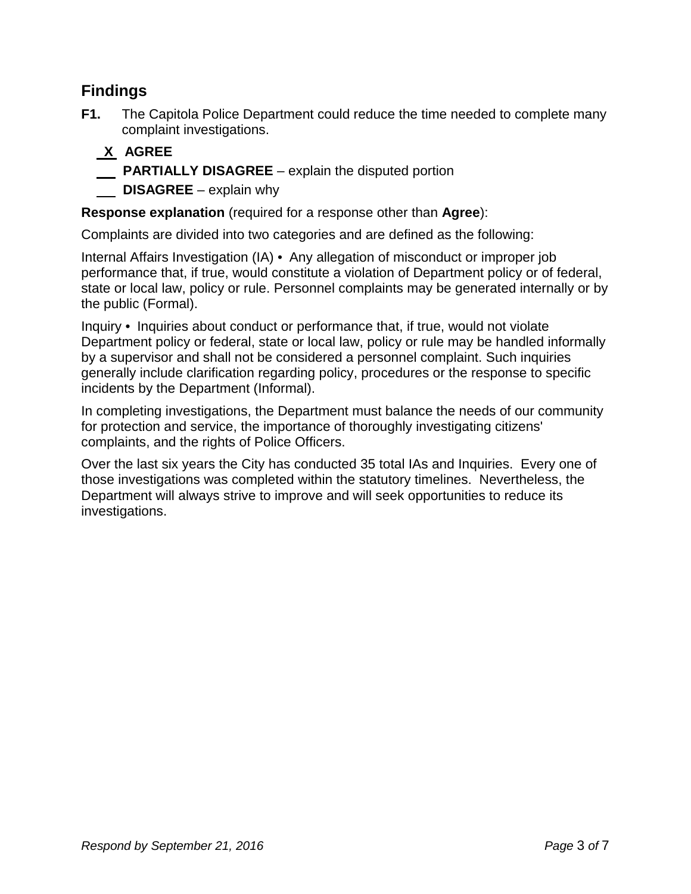## Findings

**F1.** The Capitola Police Department could reduce the time needed to complete many complaint investigations.

**X** **AGREE**

___ **PARTIALLY DISAGREE** – explain the disputed portion

___ **DISAGREE** – explain why

**Response explanation** (required for a response other than **Agree**):

Complaints are divided into two categories and are defined as the following:

Internal Affairs Investigation (IA) • Any allegation of misconduct or improper job performance that, if true, would constitute a violation of Department policy or of federal, state or local law, policy or rule. Personnel complaints may be generated internally or by the public (Formal).

Inquiry • Inquiries about conduct or performance that, if true, would not violate Department policy or federal, state or local law, policy or rule may be handled informally by a supervisor and shall not be considered a personnel complaint. Such inquiries generally include clarification regarding policy, procedures or the response to specific incidents by the Department (Informal).

In completing investigations, the Department must balance the needs of our community for protection and service, the importance of thoroughly investigating citizens' complaints, and the rights of Police Officers.

Over the last six years the City has conducted 35 total IAs and Inquiries. Every one of those investigations was completed within the statutory timelines. Nevertheless, the Department will always strive to improve and will seek opportunities to reduce its investigations.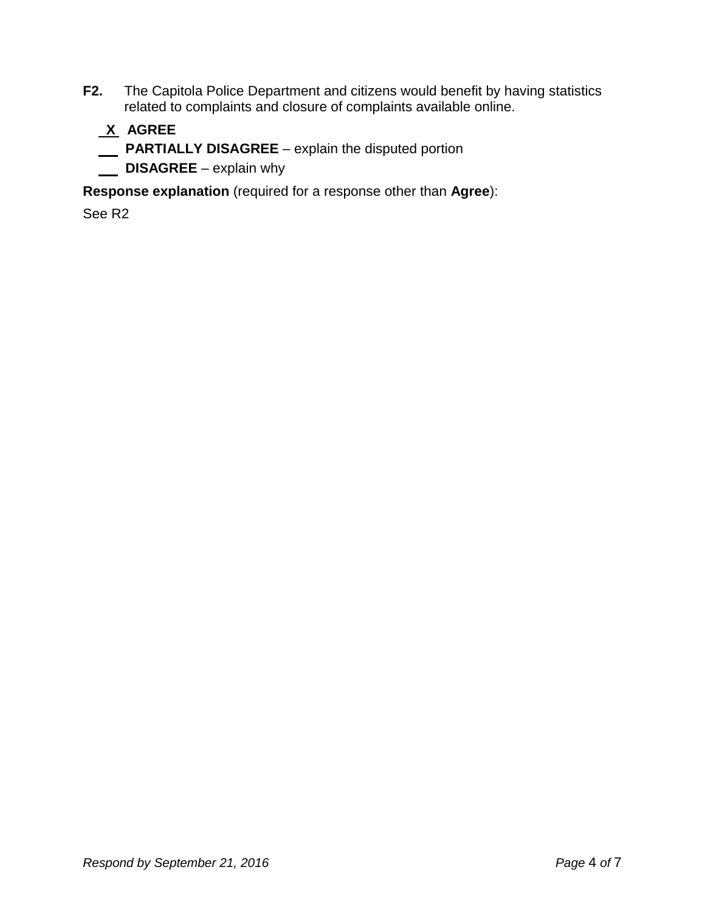**F2.** The Capitola Police Department and citizens would benefit by having statistics related to complaints and closure of complaints available online.

<u> X </u> **AGREE**

___ **PARTIALLY DISAGREE** – explain the disputed portion

___ **DISAGREE** – explain why

**Response explanation** (required for a response other than **Agree**):

See R2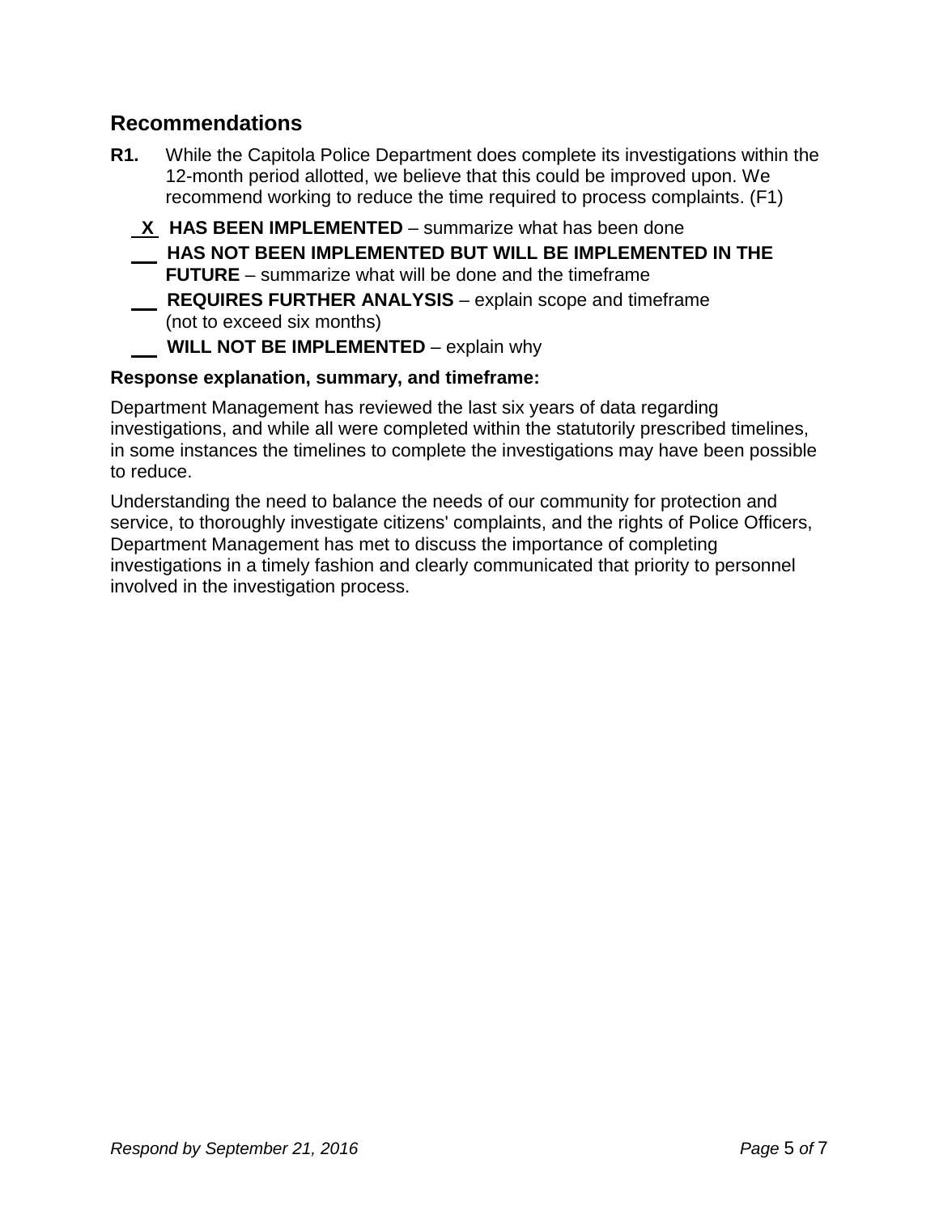## Recommendations

**R1.** While the Capitola Police Department does complete its investigations within the 12-month period allotted, we believe that this could be improved upon. We recommend working to reduce the time required to process complaints. (F1)

**X** **HAS BEEN IMPLEMENTED** – summarize what has been done

\_\_ **HAS NOT BEEN IMPLEMENTED BUT WILL BE IMPLEMENTED IN THE FUTURE** – summarize what will be done and the timeframe

\_\_ **REQUIRES FURTHER ANALYSIS** – explain scope and timeframe (not to exceed six months)

\_\_ **WILL NOT BE IMPLEMENTED** – explain why

**Response explanation, summary, and timeframe:**

Department Management has reviewed the last six years of data regarding investigations, and while all were completed within the statutorily prescribed timelines, in some instances the timelines to complete the investigations may have been possible to reduce.

Understanding the need to balance the needs of our community for protection and service, to thoroughly investigate citizens' complaints, and the rights of Police Officers, Department Management has met to discuss the importance of completing investigations in a timely fashion and clearly communicated that priority to personnel involved in the investigation process.

*Respond by September 21, 2016*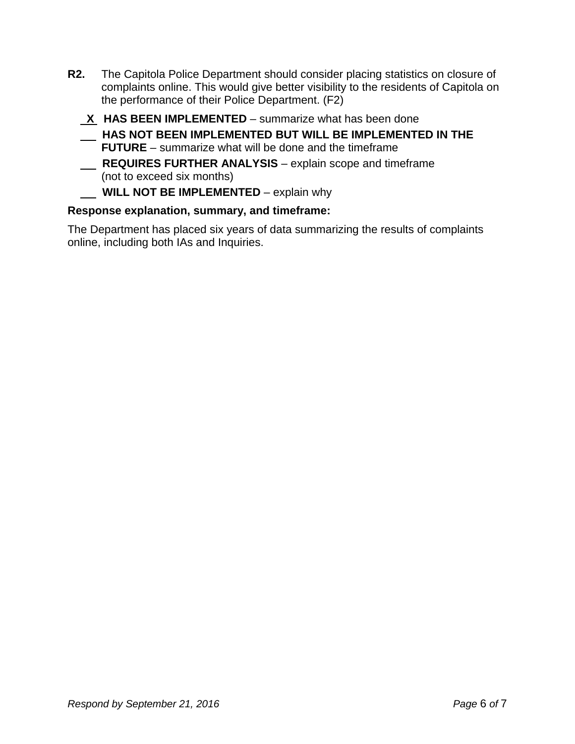**R2.** The Capitola Police Department should consider placing statistics on closure of complaints online. This would give better visibility to the residents of Capitola on the performance of their Police Department. (F2)

_X_ **HAS BEEN IMPLEMENTED** – summarize what has been done

___ **HAS NOT BEEN IMPLEMENTED BUT WILL BE IMPLEMENTED IN THE FUTURE** – summarize what will be done and the timeframe

___ **REQUIRES FURTHER ANALYSIS** – explain scope and timeframe (not to exceed six months)

___ **WILL NOT BE IMPLEMENTED** – explain why

**Response explanation, summary, and timeframe:**

The Department has placed six years of data summarizing the results of complaints online, including both IAs and Inquiries.

*Respond by September 21, 2016*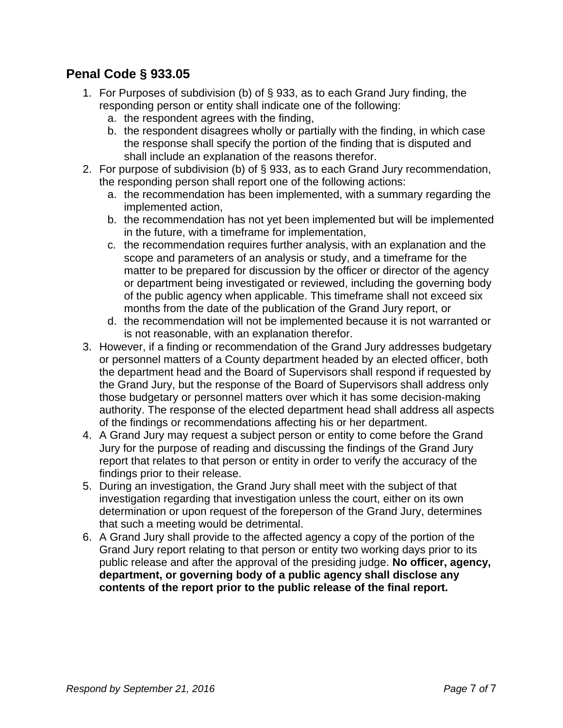## Penal Code § 933.05

1. For Purposes of subdivision (b) of § 933, as to each Grand Jury finding, the responding person or entity shall indicate one of the following:
   a. the respondent agrees with the finding,
   b. the respondent disagrees wholly or partially with the finding, in which case the response shall specify the portion of the finding that is disputed and shall include an explanation of the reasons therefor.
2. For purpose of subdivision (b) of § 933, as to each Grand Jury recommendation, the responding person shall report one of the following actions:
   a. the recommendation has been implemented, with a summary regarding the implemented action,
   b. the recommendation has not yet been implemented but will be implemented in the future, with a timeframe for implementation,
   c. the recommendation requires further analysis, with an explanation and the scope and parameters of an analysis or study, and a timeframe for the matter to be prepared for discussion by the officer or director of the agency or department being investigated or reviewed, including the governing body of the public agency when applicable. This timeframe shall not exceed six months from the date of the publication of the Grand Jury report, or
   d. the recommendation will not be implemented because it is not warranted or is not reasonable, with an explanation therefor.
3. However, if a finding or recommendation of the Grand Jury addresses budgetary or personnel matters of a County department headed by an elected officer, both the department head and the Board of Supervisors shall respond if requested by the Grand Jury, but the response of the Board of Supervisors shall address only those budgetary or personnel matters over which it has some decision-making authority. The response of the elected department head shall address all aspects of the findings or recommendations affecting his or her department.
4. A Grand Jury may request a subject person or entity to come before the Grand Jury for the purpose of reading and discussing the findings of the Grand Jury report that relates to that person or entity in order to verify the accuracy of the findings prior to their release.
5. During an investigation, the Grand Jury shall meet with the subject of that investigation regarding that investigation unless the court, either on its own determination or upon request of the foreperson of the Grand Jury, determines that such a meeting would be detrimental.
6. A Grand Jury shall provide to the affected agency a copy of the portion of the Grand Jury report relating to that person or entity two working days prior to its public release and after the approval of the presiding judge. **No officer, agency, department, or governing body of a public agency shall disclose any contents of the report prior to the public release of the final report.**